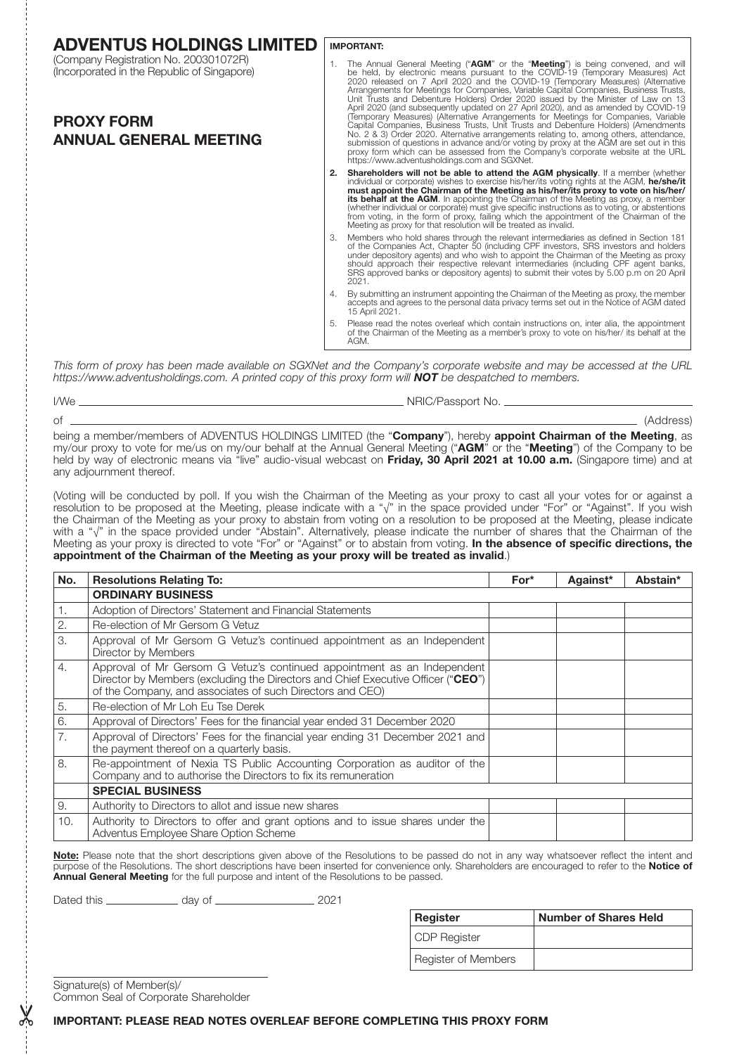# ADVENTUS HOLDINGS LIMITED

(Company Registration No. 200301072R)
(Incorporated in the Republic of Singapore)

## PROXY FORM
## ANNUAL GENERAL MEETING

**IMPORTANT:**

1. The Annual General Meeting ("**AGM**" or the "**Meeting**") is being convened, and will be held, by electronic means pursuant to the COVID-19 (Temporary Measures) Act 2020 released on 7 April 2020 and the COVID-19 (Temporary Measures) (Alternative Arrangements for Meetings for Companies, Variable Capital Companies, Business Trusts, Unit Trusts and Debenture Holders) Order 2020 issued by the Minister of Law on 13 April 2020 (and subsequently updated on 27 April 2020), and as amended by COVID-19 (Temporary Measures) (Alternative Arrangements for Meetings for Companies, Variable Capital Companies, Business Trusts, Unit Trusts and Debenture Holders) (Amendments No. 2 & 3) Order 2020. Alternative arrangements relating to, among others, attendance, submission of questions in advance and/or voting by proxy at the AGM are set out in this proxy form which can be assessed from the Company's corporate website at the URL https://www.adventusholdings.com and SGXNet.
2. **Shareholders will not be able to attend the AGM physically**. If a member (whether individual or corporate) wishes to exercise his/her/its voting rights at the AGM, **he/she/it must appoint the Chairman of the Meeting as his/her/its proxy to vote on his/her/its behalf at the AGM**. In appointing the Chairman of the Meeting as proxy, a member (whether individual or corporate) must give specific instructions as to voting, or abstentions from voting, in the form of proxy, failing which the appointment of the Chairman of the Meeting as proxy for that resolution will be treated as invalid.
3. Members who hold shares through the relevant intermediaries as defined in Section 181 of the Companies Act, Chapter 50 (including CPF investors, SRS investors and holders under depository agents) and who wish to appoint the Chairman of the Meeting as proxy should approach their respective relevant intermediaries (including CPF agent banks, SRS approved banks or depository agents) to submit their votes by 5.00 p.m on 20 April 2021.
4. By submitting an instrument appointing the Chairman of the Meeting as proxy, the member accepts and agrees to the personal data privacy terms set out in the Notice of AGM dated 15 April 2021.
5. Please read the notes overleaf which contain instructions on, inter alia, the appointment of the Chairman of the Meeting as a member's proxy to vote on his/her/ its behalf at the AGM.

*This form of proxy has been made available on SGXNet and the Company's corporate website and may be accessed at the URL https://www.adventusholdings.com. A printed copy of this proxy form will **NOT** be despatched to members.*

I/We ____________________ NRIC/Passport No. ____________________

of ________________________________________ (Address)

being a member/members of ADVENTUS HOLDINGS LIMITED (the "**Company**"), hereby **appoint Chairman of the Meeting**, as my/our proxy to vote for me/us on my/our behalf at the Annual General Meeting ("**AGM**" or the "**Meeting**") of the Company to be held by way of electronic means via "live" audio-visual webcast on **Friday, 30 April 2021 at 10.00 a.m.** (Singapore time) and at any adjournment thereof.

(Voting will be conducted by poll. If you wish the Chairman of the Meeting as your proxy to cast all your votes for or against a resolution to be proposed at the Meeting, please indicate with a "√" in the space provided under "For" or "Against". If you wish the Chairman of the Meeting as your proxy to abstain from voting on a resolution to be proposed at the Meeting, please indicate with a "√" in the space provided under "Abstain". Alternatively, please indicate the number of shares that the Chairman of the Meeting as your proxy is directed to vote "For" or "Against" or to abstain from voting. **In the absence of specific directions, the appointment of the Chairman of the Meeting as your proxy will be treated as invalid**.)

| No. | Resolutions Relating To: | For* | Against* | Abstain* |
|---|---|---|---|---|
| | **ORDINARY BUSINESS** | | | |
| 1. | Adoption of Directors' Statement and Financial Statements | | | |
| 2. | Re-election of Mr Gersom G Vetuz | | | |
| 3. | Approval of Mr Gersom G Vetuz's continued appointment as an Independent Director by Members | | | |
| 4. | Approval of Mr Gersom G Vetuz's continued appointment as an Independent Director by Members (excluding the Directors and Chief Executive Officer ("**CEO**") of the Company, and associates of such Directors and CEO) | | | |
| 5. | Re-election of Mr Loh Eu Tse Derek | | | |
| 6. | Approval of Directors' Fees for the financial year ended 31 December 2020 | | | |
| 7. | Approval of Directors' Fees for the financial year ending 31 December 2021 and the payment thereof on a quarterly basis. | | | |
| 8. | Re-appointment of Nexia TS Public Accounting Corporation as auditor of the Company and to authorise the Directors to fix its remuneration | | | |
| | **SPECIAL BUSINESS** | | | |
| 9. | Authority to Directors to allot and issue new shares | | | |
| 10. | Authority to Directors to offer and grant options and to issue shares under the Adventus Employee Share Option Scheme | | | |

**Note:** Please note that the short descriptions given above of the Resolutions to be passed do not in any way whatsoever reflect the intent and purpose of the Resolutions. The short descriptions have been inserted for convenience only. Shareholders are encouraged to refer to the **Notice of Annual General Meeting** for the full purpose and intent of the Resolutions to be passed.

Dated this __________ day of ______________ 2021

| Register | Number of Shares Held |
|---|---|
| CDP Register | |
| Register of Members | |

____________________
Signature(s) of Member(s)/
Common Seal of Corporate Shareholder

**IMPORTANT: PLEASE READ NOTES OVERLEAF BEFORE COMPLETING THIS PROXY FORM**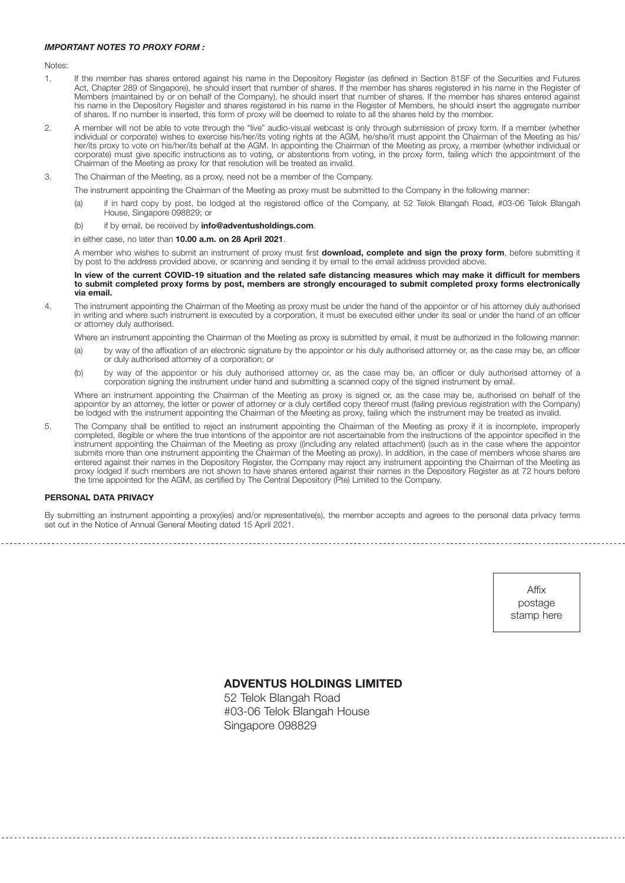***IMPORTANT NOTES TO PROXY FORM :***

Notes:

1. If the member has shares entered against his name in the Depository Register (as defined in Section 81SF of the Securities and Futures Act, Chapter 289 of Singapore), he should insert that number of shares. If the member has shares registered in his name in the Register of Members (maintained by or on behalf of the Company), he should insert that number of shares. If the member has shares entered against his name in the Depository Register and shares registered in his name in the Register of Members, he should insert the aggregate number of shares. If no number is inserted, this form of proxy will be deemed to relate to all the shares held by the member.

2. A member will not be able to vote through the "live" audio-visual webcast is only through submission of proxy form. If a member (whether individual or corporate) wishes to exercise his/her/its voting rights at the AGM, he/she/it must appoint the Chairman of the Meeting as his/her/its proxy to vote on his/her/its behalf at the AGM. In appointing the Chairman of the Meeting as proxy, a member (whether individual or corporate) must give specific instructions as to voting, or abstentions from voting, in the proxy form, failing which the appointment of the Chairman of the Meeting as proxy for that resolution will be treated as invalid.

3. The Chairman of the Meeting, as a proxy, need not be a member of the Company.

   The instrument appointing the Chairman of the Meeting as proxy must be submitted to the Company in the following manner:

   (a) if in hard copy by post, be lodged at the registered office of the Company, at 52 Telok Blangah Road, #03-06 Telok Blangah House, Singapore 098829; or

   (b) if by email, be received by **info@adventusholdings.com**.

   in either case, no later than **10.00 a.m. on 28 April 2021**.

   A member who wishes to submit an instrument of proxy must first **download, complete and sign the proxy form**, before submitting it by post to the address provided above, or scanning and sending it by email to the email address provided above.

   **In view of the current COVID-19 situation and the related safe distancing measures which may make it difficult for members to submit completed proxy forms by post, members are strongly encouraged to submit completed proxy forms electronically via email.**

4. The instrument appointing the Chairman of the Meeting as proxy must be under the hand of the appointor or of his attorney duly authorised in writing and where such instrument is executed by a corporation, it must be executed either under its seal or under the hand of an officer or attorney duly authorised.

   Where an instrument appointing the Chairman of the Meeting as proxy is submitted by email, it must be authorized in the following manner:

   (a) by way of the affixation of an electronic signature by the appointor or his duly authorised attorney or, as the case may be, an officer or duly authorised attorney of a corporation; or

   (b) by way of the appointor or his duly authorised attorney or, as the case may be, an officer or duly authorised attorney of a corporation signing the instrument under hand and submitting a scanned copy of the signed instrument by email.

   Where an instrument appointing the Chairman of the Meeting as proxy is signed or, as the case may be, authorised on behalf of the appointor by an attorney, the letter or power of attorney or a duly certified copy thereof must (failing previous registration with the Company) be lodged with the instrument appointing the Chairman of the Meeting as proxy, failing which the instrument may be treated as invalid.

5. The Company shall be entitled to reject an instrument appointing the Chairman of the Meeting as proxy if it is incomplete, improperly completed, illegible or where the true intentions of the appointor are not ascertainable from the instructions of the appointor specified in the instrument appointing the Chairman of the Meeting as proxy ((including any related attachment) (such as in the case where the appointor submits more than one instrument appointing the Chairman of the Meeting as proxy). In addition, in the case of members whose shares are entered against their names in the Depository Register, the Company may reject any instrument appointing the Chairman of the Meeting as proxy lodged if such members are not shown to have shares entered against their names in the Depository Register as at 72 hours before the time appointed for the AGM, as certified by The Central Depository (Pte) Limited to the Company.

**PERSONAL DATA PRIVACY**

By submitting an instrument appointing a proxy(ies) and/or representative(s), the member accepts and agrees to the personal data privacy terms set out in the Notice of Annual General Meeting dated 15 April 2021.

Affix postage stamp here

**ADVENTUS HOLDINGS LIMITED**
52 Telok Blangah Road
#03-06 Telok Blangah House
Singapore 098829